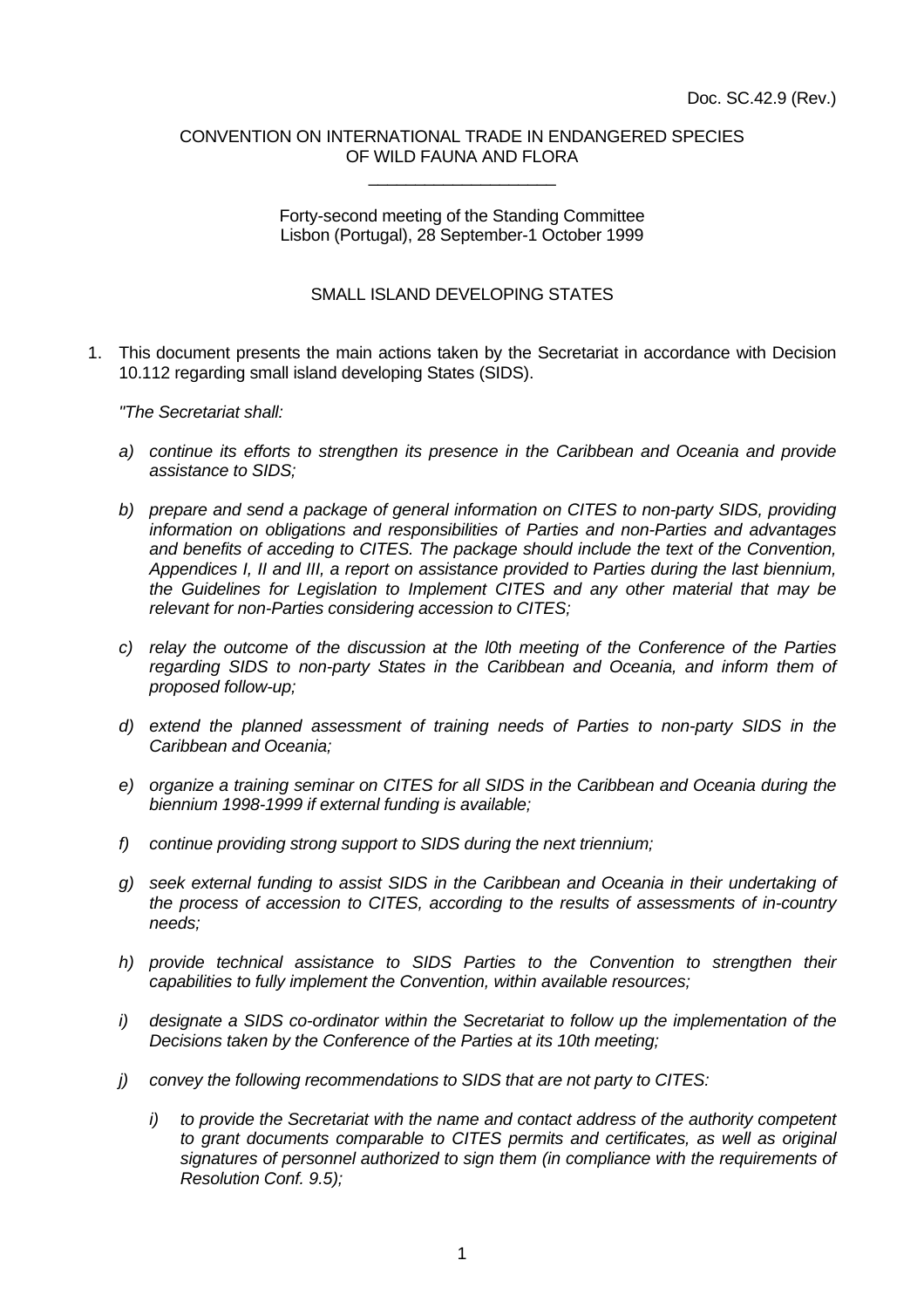Doc. SC.42.9 (Rev.)

CONVENTION ON INTERNATIONAL TRADE IN ENDANGERED SPECIES OF WILD FAUNA AND FLORA

\_\_\_\_\_\_\_\_\_\_\_\_\_\_\_\_\_\_\_\_

Forty-second meeting of the Standing Committee
Lisbon (Portugal), 28 September-1 October 1999

SMALL ISLAND DEVELOPING STATES

1. This document presents the main actions taken by the Secretariat in accordance with Decision 10.112 regarding small island developing States (SIDS).

   *"The Secretariat shall:*

   *a) continue its efforts to strengthen its presence in the Caribbean and Oceania and provide assistance to SIDS;*

   *b) prepare and send a package of general information on CITES to non-party SIDS, providing information on obligations and responsibilities of Parties and non-Parties and advantages and benefits of acceding to CITES. The package should include the text of the Convention, Appendices I, II and III, a report on assistance provided to Parties during the last biennium, the Guidelines for Legislation to Implement CITES and any other material that may be relevant for non-Parties considering accession to CITES;*

   *c) relay the outcome of the discussion at the l0th meeting of the Conference of the Parties regarding SIDS to non-party States in the Caribbean and Oceania, and inform them of proposed follow-up;*

   *d) extend the planned assessment of training needs of Parties to non-party SIDS in the Caribbean and Oceania;*

   *e) organize a training seminar on CITES for all SIDS in the Caribbean and Oceania during the biennium 1998-1999 if external funding is available;*

   *f) continue providing strong support to SIDS during the next triennium;*

   *g) seek external funding to assist SIDS in the Caribbean and Oceania in their undertaking of the process of accession to CITES, according to the results of assessments of in-country needs;*

   *h) provide technical assistance to SIDS Parties to the Convention to strengthen their capabilities to fully implement the Convention, within available resources;*

   *i) designate a SIDS co-ordinator within the Secretariat to follow up the implementation of the Decisions taken by the Conference of the Parties at its 10th meeting;*

   *j) convey the following recommendations to SIDS that are not party to CITES:*

      *i) to provide the Secretariat with the name and contact address of the authority competent to grant documents comparable to CITES permits and certificates, as well as original signatures of personnel authorized to sign them (in compliance with the requirements of Resolution Conf. 9.5);*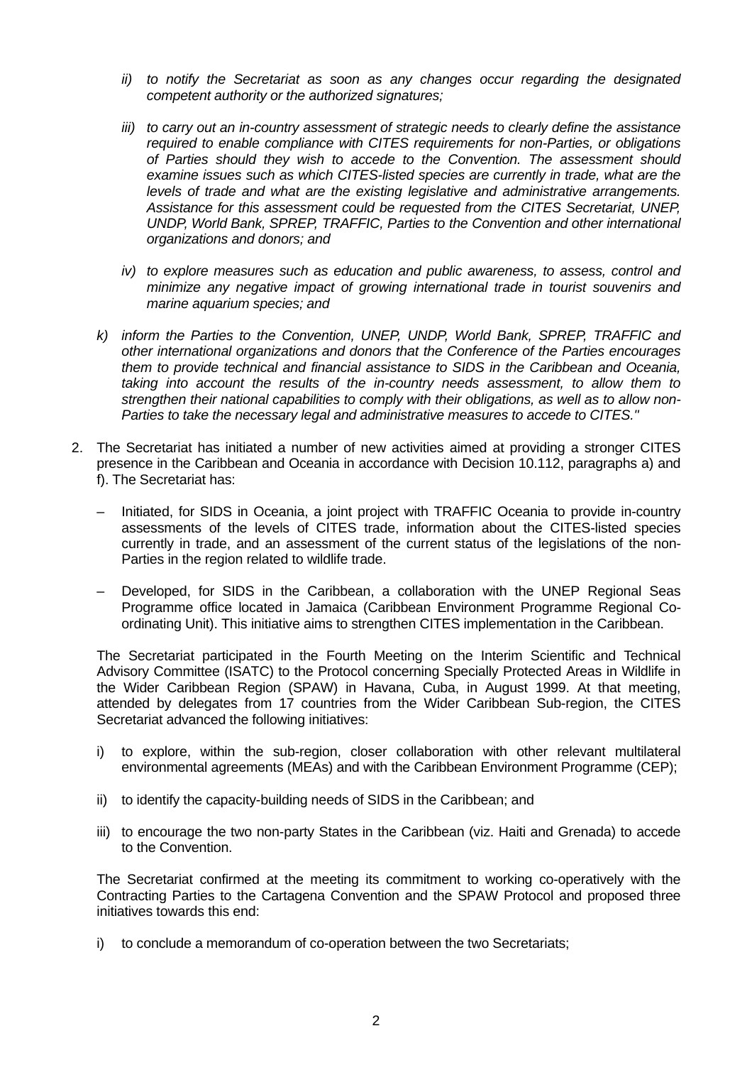*ii) to notify the Secretariat as soon as any changes occur regarding the designated competent authority or the authorized signatures;*

*iii) to carry out an in-country assessment of strategic needs to clearly define the assistance required to enable compliance with CITES requirements for non-Parties, or obligations of Parties should they wish to accede to the Convention. The assessment should examine issues such as which CITES-listed species are currently in trade, what are the levels of trade and what are the existing legislative and administrative arrangements. Assistance for this assessment could be requested from the CITES Secretariat, UNEP, UNDP, World Bank, SPREP, TRAFFIC, Parties to the Convention and other international organizations and donors; and*

*iv) to explore measures such as education and public awareness, to assess, control and minimize any negative impact of growing international trade in tourist souvenirs and marine aquarium species; and*

*k) inform the Parties to the Convention, UNEP, UNDP, World Bank, SPREP, TRAFFIC and other international organizations and donors that the Conference of the Parties encourages them to provide technical and financial assistance to SIDS in the Caribbean and Oceania, taking into account the results of the in-country needs assessment, to allow them to strengthen their national capabilities to comply with their obligations, as well as to allow non-Parties to take the necessary legal and administrative measures to accede to CITES."*

2. The Secretariat has initiated a number of new activities aimed at providing a stronger CITES presence in the Caribbean and Oceania in accordance with Decision 10.112, paragraphs a) and f). The Secretariat has:

   – Initiated, for SIDS in Oceania, a joint project with TRAFFIC Oceania to provide in-country assessments of the levels of CITES trade, information about the CITES-listed species currently in trade, and an assessment of the current status of the legislations of the non-Parties in the region related to wildlife trade.

   – Developed, for SIDS in the Caribbean, a collaboration with the UNEP Regional Seas Programme office located in Jamaica (Caribbean Environment Programme Regional Co-ordinating Unit). This initiative aims to strengthen CITES implementation in the Caribbean.

   The Secretariat participated in the Fourth Meeting on the Interim Scientific and Technical Advisory Committee (ISATC) to the Protocol concerning Specially Protected Areas in Wildlife in the Wider Caribbean Region (SPAW) in Havana, Cuba, in August 1999. At that meeting, attended by delegates from 17 countries from the Wider Caribbean Sub-region, the CITES Secretariat advanced the following initiatives:

   i) to explore, within the sub-region, closer collaboration with other relevant multilateral environmental agreements (MEAs) and with the Caribbean Environment Programme (CEP);

   ii) to identify the capacity-building needs of SIDS in the Caribbean; and

   iii) to encourage the two non-party States in the Caribbean (viz. Haiti and Grenada) to accede to the Convention.

   The Secretariat confirmed at the meeting its commitment to working co-operatively with the Contracting Parties to the Cartagena Convention and the SPAW Protocol and proposed three initiatives towards this end:

   i) to conclude a memorandum of co-operation between the two Secretariats;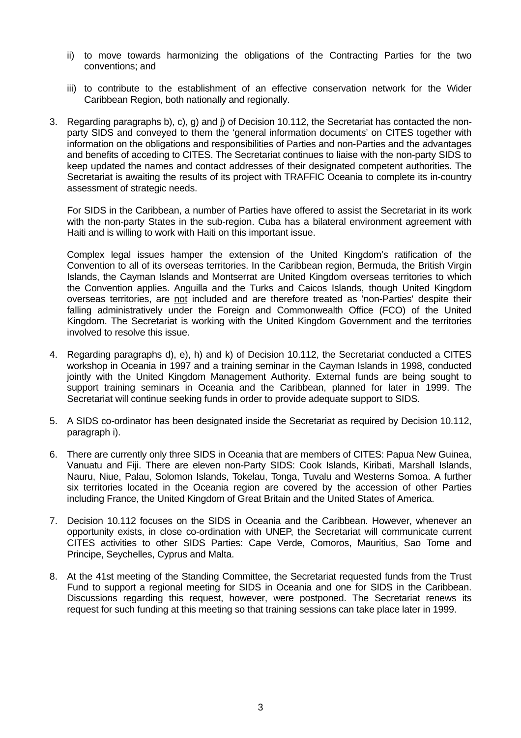ii) to move towards harmonizing the obligations of the Contracting Parties for the two conventions; and

iii) to contribute to the establishment of an effective conservation network for the Wider Caribbean Region, both nationally and regionally.

3. Regarding paragraphs b), c), g) and j) of Decision 10.112, the Secretariat has contacted the non-party SIDS and conveyed to them the 'general information documents' on CITES together with information on the obligations and responsibilities of Parties and non-Parties and the advantages and benefits of acceding to CITES. The Secretariat continues to liaise with the non-party SIDS to keep updated the names and contact addresses of their designated competent authorities. The Secretariat is awaiting the results of its project with TRAFFIC Oceania to complete its in-country assessment of strategic needs.

   For SIDS in the Caribbean, a number of Parties have offered to assist the Secretariat in its work with the non-party States in the sub-region. Cuba has a bilateral environment agreement with Haiti and is willing to work with Haiti on this important issue.

   Complex legal issues hamper the extension of the United Kingdom's ratification of the Convention to all of its overseas territories. In the Caribbean region, Bermuda, the British Virgin Islands, the Cayman Islands and Montserrat are United Kingdom overseas territories to which the Convention applies. Anguilla and the Turks and Caicos Islands, though United Kingdom overseas territories, are <u>not</u> included and are therefore treated as 'non-Parties' despite their falling administratively under the Foreign and Commonwealth Office (FCO) of the United Kingdom. The Secretariat is working with the United Kingdom Government and the territories involved to resolve this issue.

4. Regarding paragraphs d), e), h) and k) of Decision 10.112, the Secretariat conducted a CITES workshop in Oceania in 1997 and a training seminar in the Cayman Islands in 1998, conducted jointly with the United Kingdom Management Authority. External funds are being sought to support training seminars in Oceania and the Caribbean, planned for later in 1999. The Secretariat will continue seeking funds in order to provide adequate support to SIDS.

5. A SIDS co-ordinator has been designated inside the Secretariat as required by Decision 10.112, paragraph i).

6. There are currently only three SIDS in Oceania that are members of CITES: Papua New Guinea, Vanuatu and Fiji. There are eleven non-Party SIDS: Cook Islands, Kiribati, Marshall Islands, Nauru, Niue, Palau, Solomon Islands, Tokelau, Tonga, Tuvalu and Westerns Somoa. A further six territories located in the Oceania region are covered by the accession of other Parties including France, the United Kingdom of Great Britain and the United States of America.

7. Decision 10.112 focuses on the SIDS in Oceania and the Caribbean. However, whenever an opportunity exists, in close co-ordination with UNEP, the Secretariat will communicate current CITES activities to other SIDS Parties: Cape Verde, Comoros, Mauritius, Sao Tome and Principe, Seychelles, Cyprus and Malta.

8. At the 41st meeting of the Standing Committee, the Secretariat requested funds from the Trust Fund to support a regional meeting for SIDS in Oceania and one for SIDS in the Caribbean. Discussions regarding this request, however, were postponed. The Secretariat renews its request for such funding at this meeting so that training sessions can take place later in 1999.